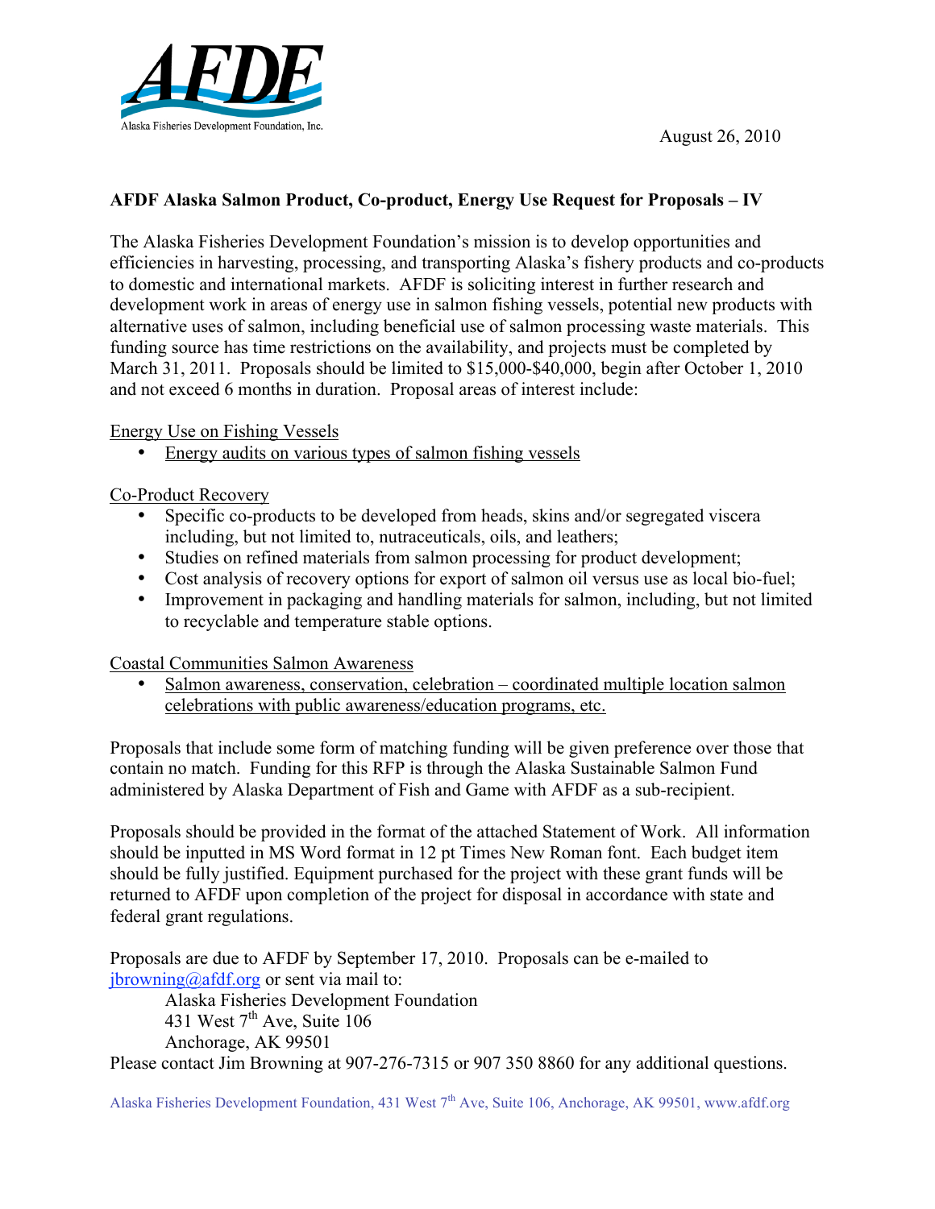Alaska Fisheries Development Foundation, Inc.

August 26, 2010

**AFDF Alaska Salmon Product, Co-product, Energy Use Request for Proposals – IV**

The Alaska Fisheries Development Foundation's mission is to develop opportunities and efficiencies in harvesting, processing, and transporting Alaska's fishery products and co-products to domestic and international markets. AFDF is soliciting interest in further research and development work in areas of energy use in salmon fishing vessels, potential new products with alternative uses of salmon, including beneficial use of salmon processing waste materials. This funding source has time restrictions on the availability, and projects must be completed by March 31, 2011. Proposals should be limited to $15,000-$40,000, begin after October 1, 2010 and not exceed 6 months in duration. Proposal areas of interest include:

Energy Use on Fishing Vessels

- Energy audits on various types of salmon fishing vessels

Co-Product Recovery

- Specific co-products to be developed from heads, skins and/or segregated viscera including, but not limited to, nutraceuticals, oils, and leathers;
- Studies on refined materials from salmon processing for product development;
- Cost analysis of recovery options for export of salmon oil versus use as local bio-fuel;
- Improvement in packaging and handling materials for salmon, including, but not limited to recyclable and temperature stable options.

Coastal Communities Salmon Awareness

- Salmon awareness, conservation, celebration – coordinated multiple location salmon celebrations with public awareness/education programs, etc.

Proposals that include some form of matching funding will be given preference over those that contain no match. Funding for this RFP is through the Alaska Sustainable Salmon Fund administered by Alaska Department of Fish and Game with AFDF as a sub-recipient.

Proposals should be provided in the format of the attached Statement of Work. All information should be inputted in MS Word format in 12 pt Times New Roman font. Each budget item should be fully justified. Equipment purchased for the project with these grant funds will be returned to AFDF upon completion of the project for disposal in accordance with state and federal grant regulations.

Proposals are due to AFDF by September 17, 2010. Proposals can be e-mailed to jbrowning@afdf.org or sent via mail to:

Alaska Fisheries Development Foundation
431 West 7th Ave, Suite 106
Anchorage, AK 99501

Please contact Jim Browning at 907-276-7315 or 907 350 8860 for any additional questions.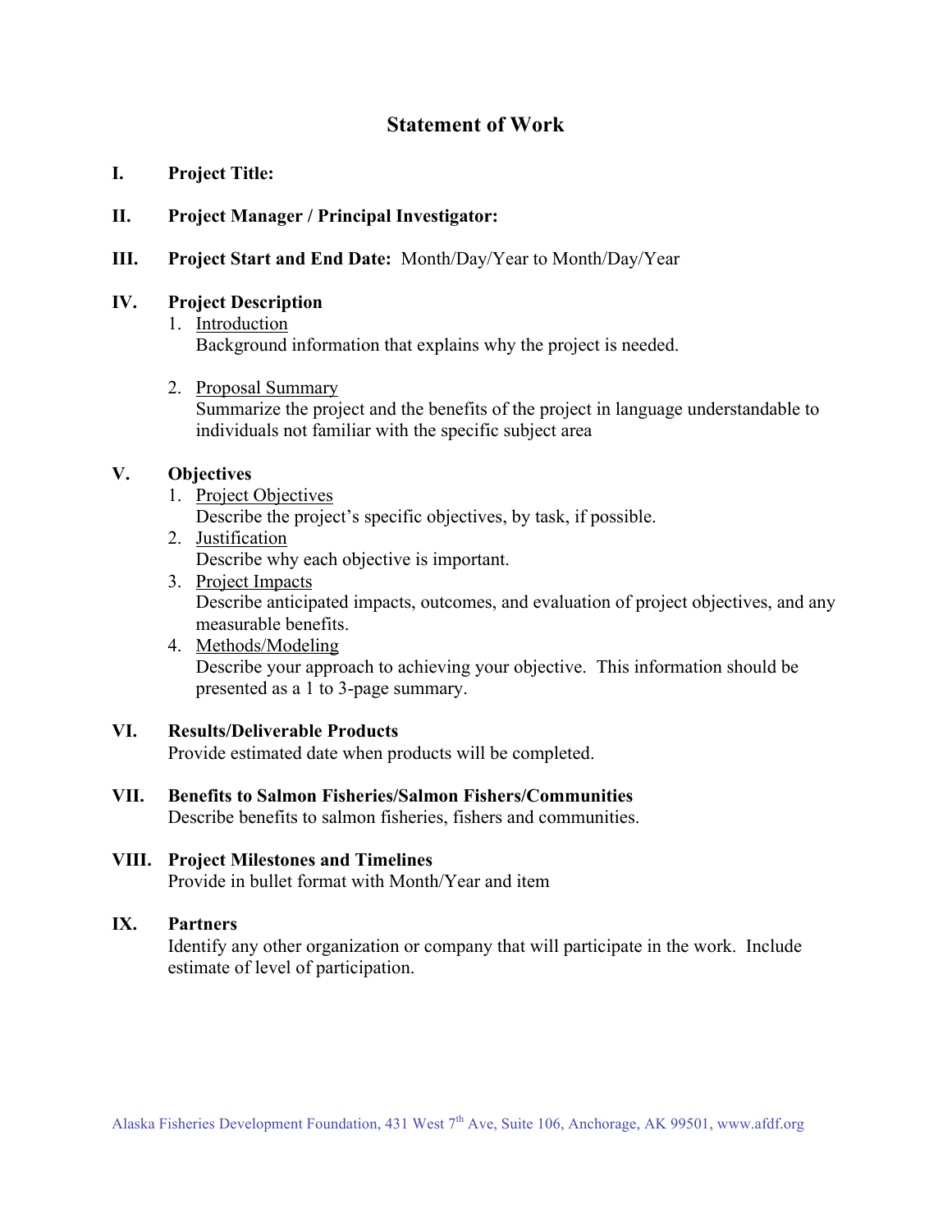# Statement of Work

**I. Project Title:**

**II. Project Manager / Principal Investigator:**

**III. Project Start and End Date:** Month/Day/Year to Month/Day/Year

**IV. Project Description**

1. Introduction
   Background information that explains why the project is needed.

2. Proposal Summary
   Summarize the project and the benefits of the project in language understandable to individuals not familiar with the specific subject area

**V. Objectives**

1. Project Objectives
   Describe the project's specific objectives, by task, if possible.
2. Justification
   Describe why each objective is important.
3. Project Impacts
   Describe anticipated impacts, outcomes, and evaluation of project objectives, and any measurable benefits.
4. Methods/Modeling
   Describe your approach to achieving your objective. This information should be presented as a 1 to 3-page summary.

**VI. Results/Deliverable Products**

Provide estimated date when products will be completed.

**VII. Benefits to Salmon Fisheries/Salmon Fishers/Communities**

Describe benefits to salmon fisheries, fishers and communities.

**VIII. Project Milestones and Timelines**

Provide in bullet format with Month/Year and item

**IX. Partners**

Identify any other organization or company that will participate in the work. Include estimate of level of participation.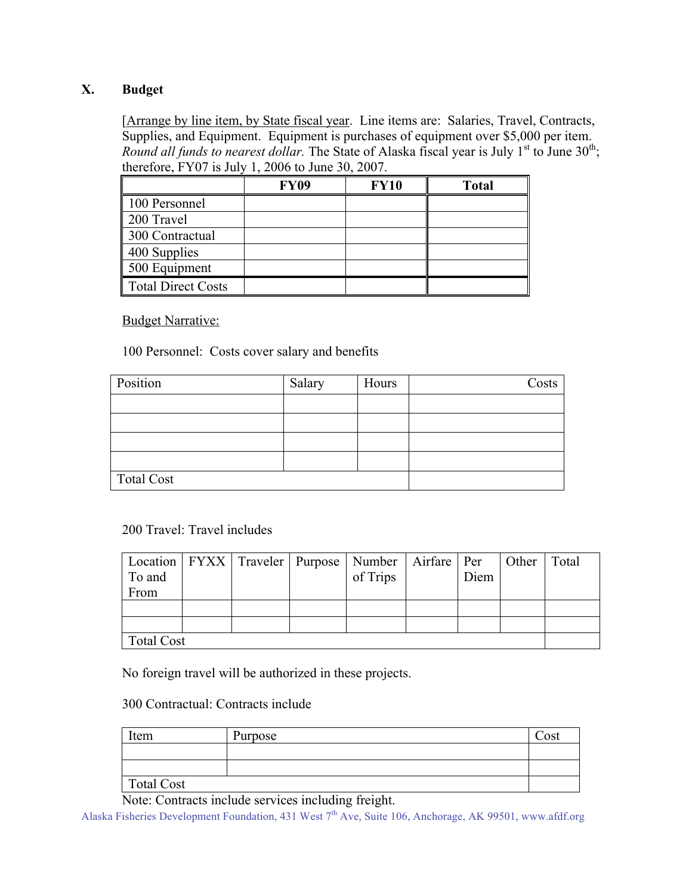## X. Budget

[Arrange by line item, by State fiscal year. Line items are: Salaries, Travel, Contracts, Supplies, and Equipment. Equipment is purchases of equipment over $5,000 per item. *Round all funds to nearest dollar.* The State of Alaska fiscal year is July 1st to June 30th; therefore, FY07 is July 1, 2006 to June 30, 2007.

| | FY09 | FY10 | Total |
|---|---|---|---|
| 100 Personnel | | | |
| 200 Travel | | | |
| 300 Contractual | | | |
| 400 Supplies | | | |
| 500 Equipment | | | |
| Total Direct Costs | | | |

Budget Narrative:

100 Personnel: Costs cover salary and benefits

| Position | Salary | Hours | Costs |
|---|---|---|---|
| | | | |
| | | | |
| | | | |
| | | | |
| Total Cost | | | |

200 Travel: Travel includes

| Location To and From | FYXX | Traveler | Purpose | Number of Trips | Airfare | Per Diem | Other | Total |
|---|---|---|---|---|---|---|---|---|
| | | | | | | | | |
| | | | | | | | | |
| Total Cost | | | | | | | | |

No foreign travel will be authorized in these projects.

300 Contractual: Contracts include

| Item | Purpose | Cost |
|---|---|---|
| | | |
| | | |
| Total Cost | | |

Note: Contracts include services including freight.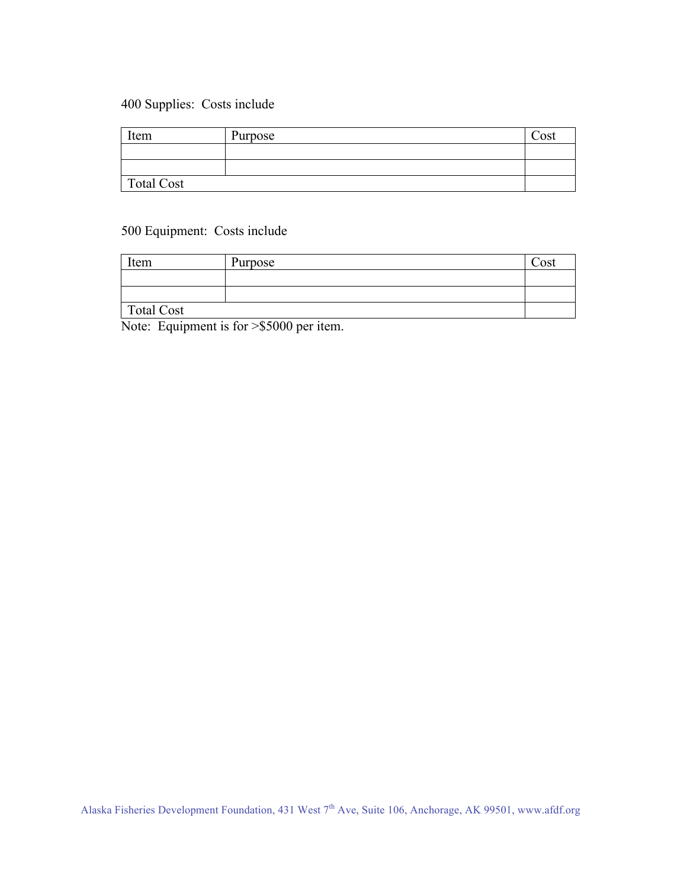400 Supplies: Costs include

| Item | Purpose | Cost |
| --- | --- | --- |
| | | |
| | | |
| Total Cost | | |

500 Equipment: Costs include

| Item | Purpose | Cost |
| --- | --- | --- |
| | | |
| | | |
| Total Cost | | |

Note: Equipment is for >$5000 per item.